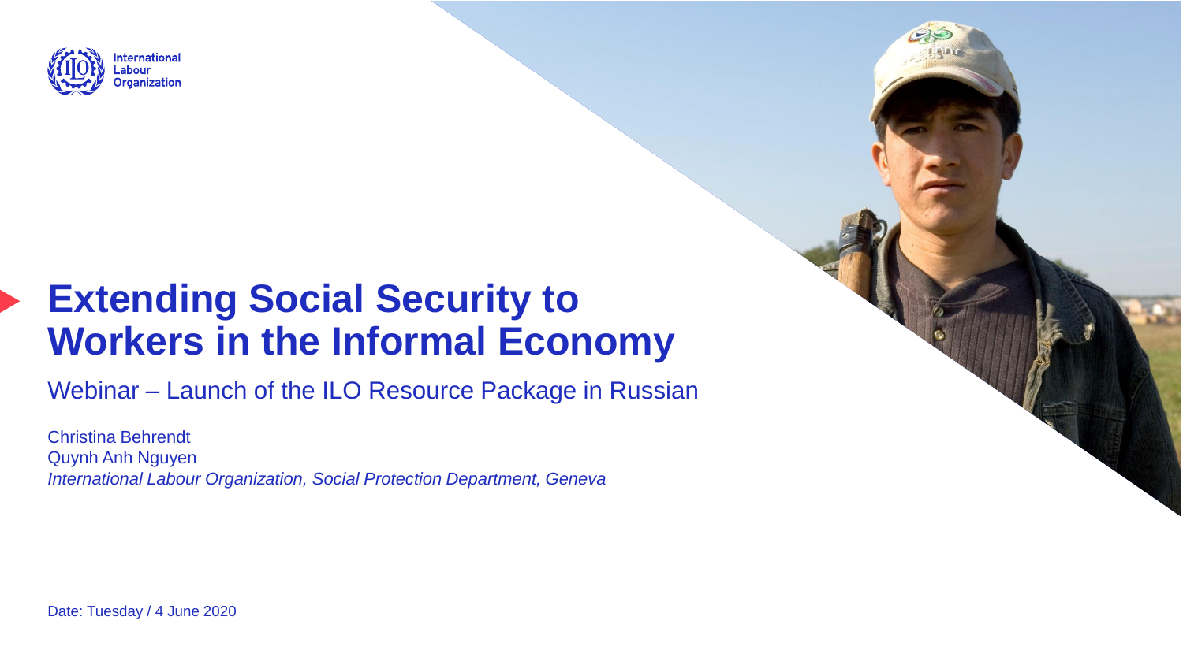International Labour Organization

# Extending Social Security to Workers in the Informal Economy

## Webinar – Launch of the ILO Resource Package in Russian

Christina Behrendt
Quynh Anh Nguyen
*International Labour Organization, Social Protection Department, Geneva*

Date: Tuesday / 4 June 2020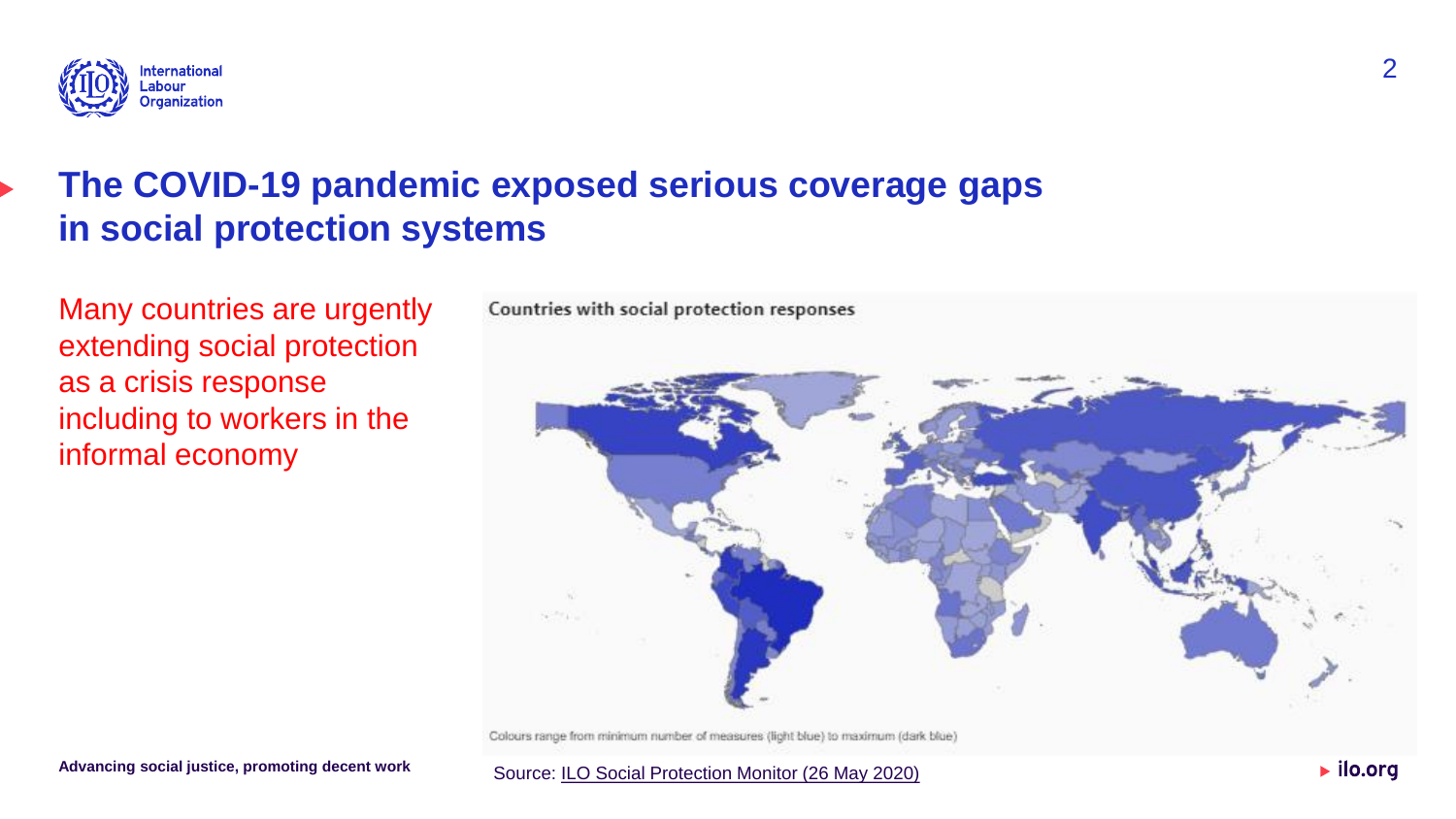# The COVID-19 pandemic exposed serious coverage gaps in social protection systems

Many countries are urgently extending social protection as a crisis response including to workers in the informal economy

Countries with social protection responses

Colours range from minimum number of measures (light blue) to maximum (dark blue)

Source: ILO Social Protection Monitor (26 May 2020)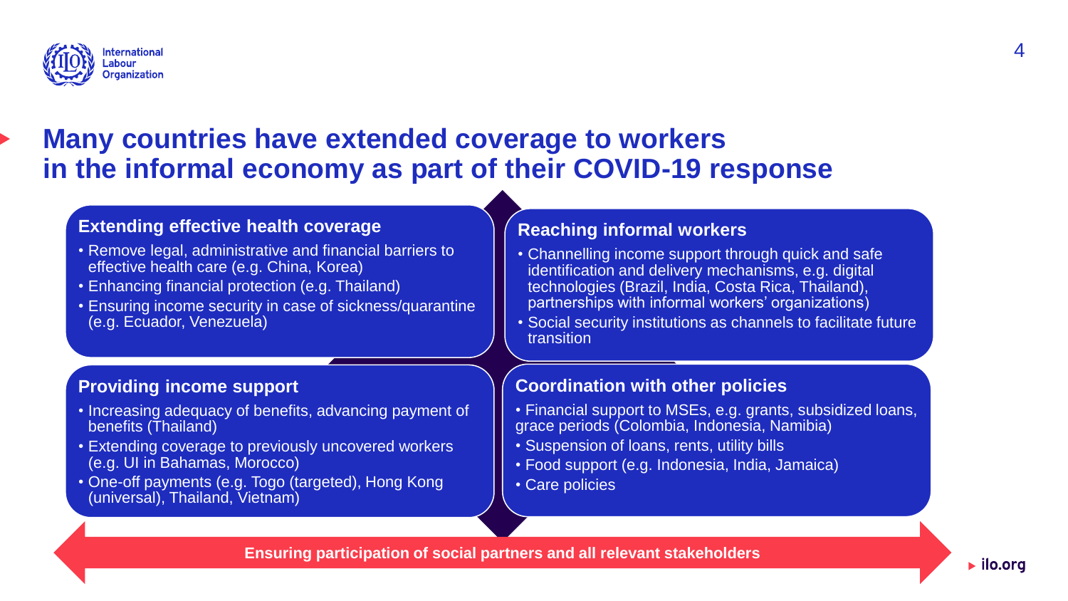# Many countries have extended coverage to workers in the informal economy as part of their COVID-19 response

### Extending effective health coverage

- Remove legal, administrative and financial barriers to effective health care (e.g. China, Korea)
- Enhancing financial protection (e.g. Thailand)
- Ensuring income security in case of sickness/quarantine (e.g. Ecuador, Venezuela)

### Reaching informal workers

- Channelling income support through quick and safe identification and delivery mechanisms, e.g. digital technologies (Brazil, India, Costa Rica, Thailand), partnerships with informal workers' organizations)
- Social security institutions as channels to facilitate future transition

### Providing income support

- Increasing adequacy of benefits, advancing payment of benefits (Thailand)
- Extending coverage to previously uncovered workers (e.g. UI in Bahamas, Morocco)
- One-off payments (e.g. Togo (targeted), Hong Kong (universal), Thailand, Vietnam)

### Coordination with other policies

- Financial support to MSEs, e.g. grants, subsidized loans, grace periods (Colombia, Indonesia, Namibia)
- Suspension of loans, rents, utility bills
- Food support (e.g. Indonesia, India, Jamaica)
- Care policies

**Ensuring participation of social partners and all relevant stakeholders**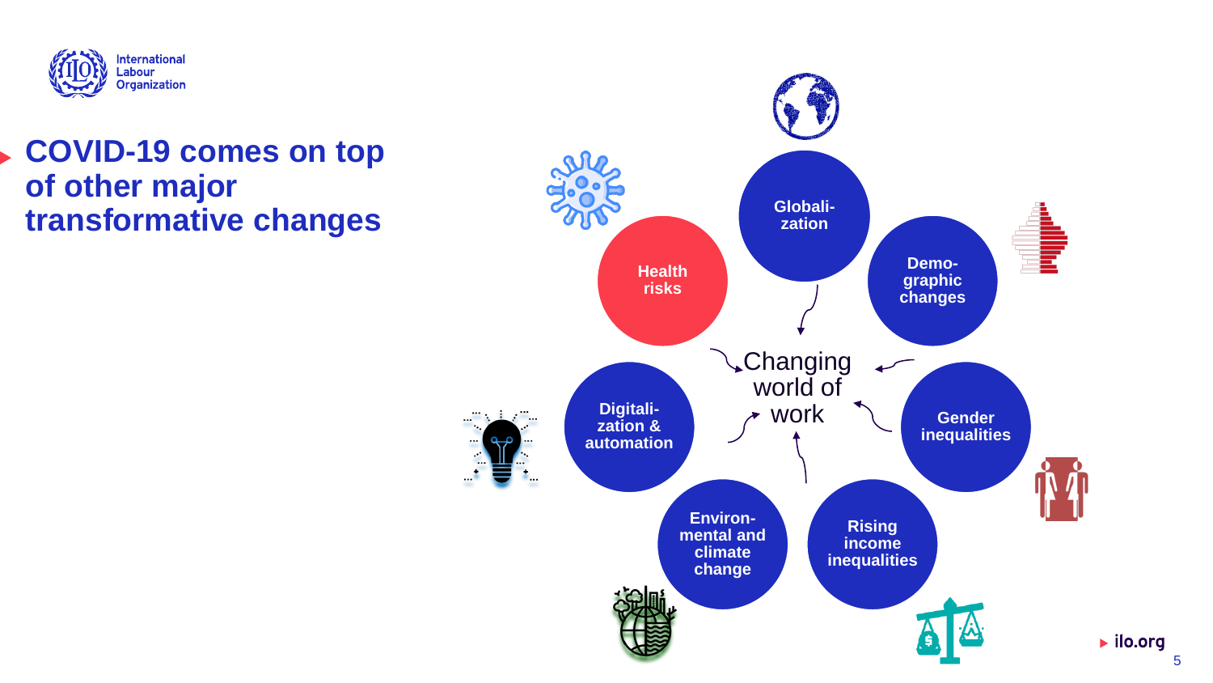# COVID-19 comes on top of other major transformative changes

- Globalization
- Demographic changes
- Gender inequalities
- Rising income inequalities
- Environmental and climate change
- Digitalization & automation
- Health risks

Changing world of work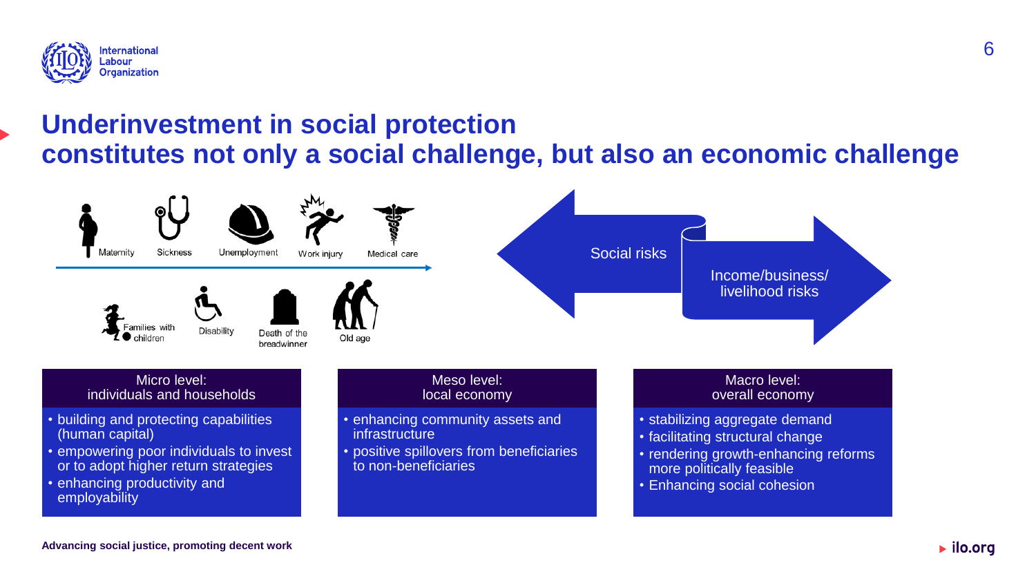# Underinvestment in social protection constitutes not only a social challenge, but also an economic challenge

Maternity | Sickness | Unemployment | Work injury | Medical care

Families with children | Disability | Death of the breadwinner | Old age

Social risks

Income/business/ livelihood risks

| Micro level: individuals and households | Meso level: local economy | Macro level: overall economy |
|---|---|---|
| • building and protecting capabilities (human capital)<br>• empowering poor individuals to invest or to adopt higher return strategies<br>• enhancing productivity and employability | • enhancing community assets and infrastructure<br>• positive spillovers from beneficiaries to non-beneficiaries | • stabilizing aggregate demand<br>• facilitating structural change<br>• rendering growth-enhancing reforms more politically feasible<br>• Enhancing social cohesion |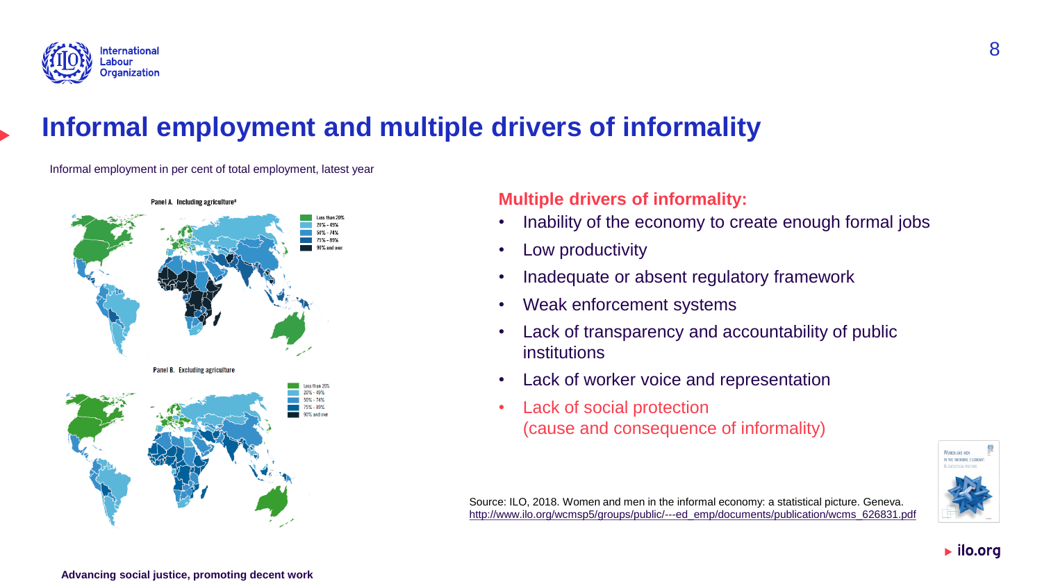# Informal employment and multiple drivers of informality

Informal employment in per cent of total employment, latest year

Panel A. Including agriculture[a]

Less than 20%
20% - 49%
50% - 74%
75% - 89%
90% and over

Panel B. Excluding agriculture

Less than 20%
20% - 49%
50% - 74%
75% - 89%
90% and over

**Multiple drivers of informality:**

- Inability of the economy to create enough formal jobs
- Low productivity
- Inadequate or absent regulatory framework
- Weak enforcement systems
- Lack of transparency and accountability of public institutions
- Lack of worker voice and representation
- Lack of social protection
  (cause and consequence of informality)

Source: ILO, 2018. Women and men in the informal economy: a statistical picture. Geneva. http://www.ilo.org/wcmsp5/groups/public/---ed_emp/documents/publication/wcms_626831.pdf

Advancing social justice, promoting decent work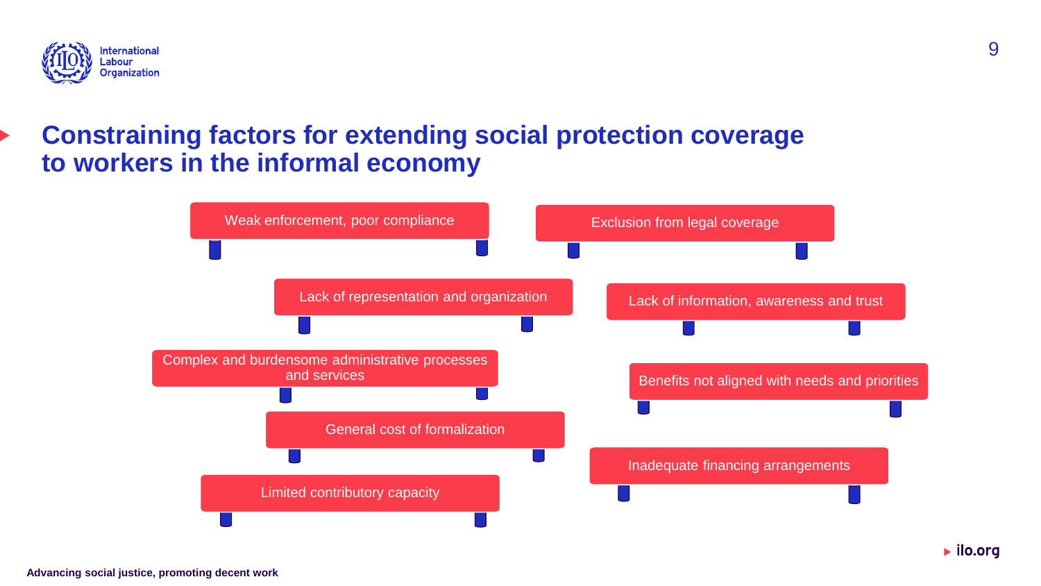# Constraining factors for extending social protection coverage to workers in the informal economy

- Weak enforcement, poor compliance
- Exclusion from legal coverage
- Lack of representation and organization
- Lack of information, awareness and trust
- Complex and burdensome administrative processes and services
- Benefits not aligned with needs and priorities
- General cost of formalization
- Inadequate financing arrangements
- Limited contributory capacity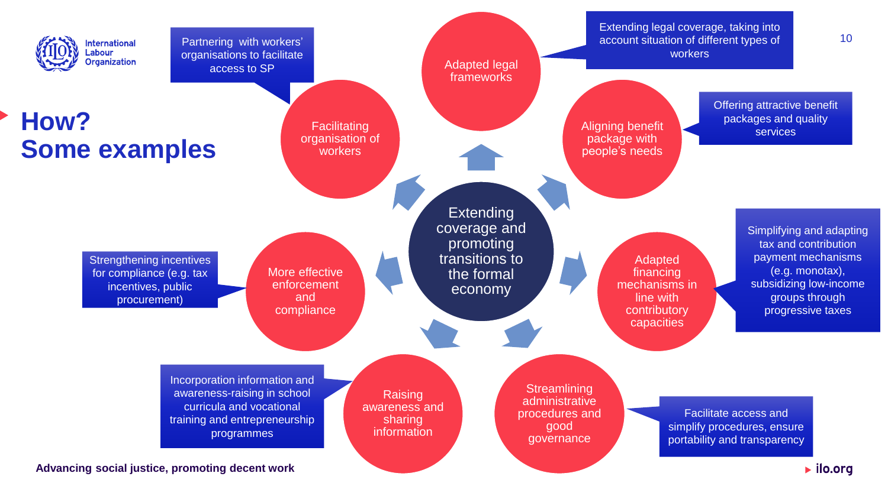# How? Some examples

**Extending coverage and promoting transitions to the formal economy**

- **Adapted legal frameworks**
  - Extending legal coverage, taking into account situation of different types of workers
- **Aligning benefit package with people's needs**
  - Offering attractive benefit packages and quality services
- **Adapted financing mechanisms in line with contributory capacities**
  - Simplifying and adapting tax and contribution payment mechanisms (e.g. monotax), subsidizing low-income groups through progressive taxes
- **Streamlining administrative procedures and good governance**
  - Facilitate access and simplify procedures, ensure portability and transparency
- **Raising awareness and sharing information**
  - Incorporation information and awareness-raising in school curricula and vocational training and entrepreneurship programmes
- **More effective enforcement and compliance**
  - Strengthening incentives for compliance (e.g. tax incentives, public procurement)
- **Facilitating organisation of workers**
  - Partnering with workers' organisations to facilitate access to SP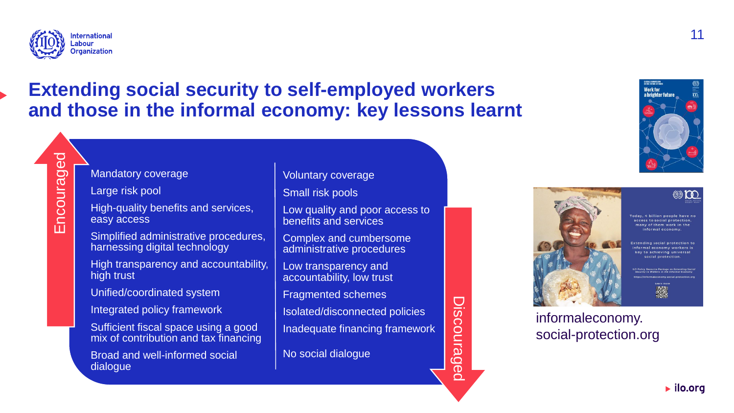## Extending social security to self-employed workers and those in the informal economy: key lessons learnt

| Encouraged | Discouraged |
| --- | --- |
| Mandatory coverage | Voluntary coverage |
| Large risk pool | Small risk pools |
| High-quality benefits and services, easy access | Low quality and poor access to benefits and services |
| Simplified administrative procedures, harnessing digital technology | Complex and cumbersome administrative procedures |
| High transparency and accountability, high trust | Low transparency and accountability, low trust |
| Unified/coordinated system | Fragmented schemes |
| Integrated policy framework | Isolated/disconnected policies |
| Sufficient fiscal space using a good mix of contribution and tax financing | Inadequate financing framework |
| Broad and well-informed social dialogue | No social dialogue |

informaleconomy.social-protection.org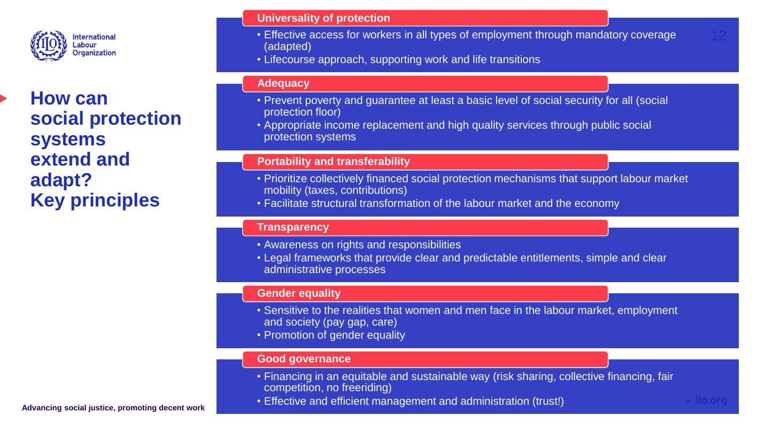# How can social protection systems extend and adapt? Key principles

## Universality of protection

- Effective access for workers in all types of employment through mandatory coverage (adapted)
- Lifecourse approach, supporting work and life transitions

## Adequacy

- Prevent poverty and guarantee at least a basic level of social security for all (social protection floor)
- Appropriate income replacement and high quality services through public social protection systems

## Portability and transferability

- Prioritize collectively financed social protection mechanisms that support labour market mobility (taxes, contributions)
- Facilitate structural transformation of the labour market and the economy

## Transparency

- Awareness on rights and responsibilities
- Legal frameworks that provide clear and predictable entitlements, simple and clear administrative processes

## Gender equality

- Sensitive to the realities that women and men face in the labour market, employment and society (pay gap, care)
- Promotion of gender equality

## Good governance

- Financing in an equitable and sustainable way (risk sharing, collective financing, fair competition, no freeriding)
- Effective and efficient management and administration (trust!)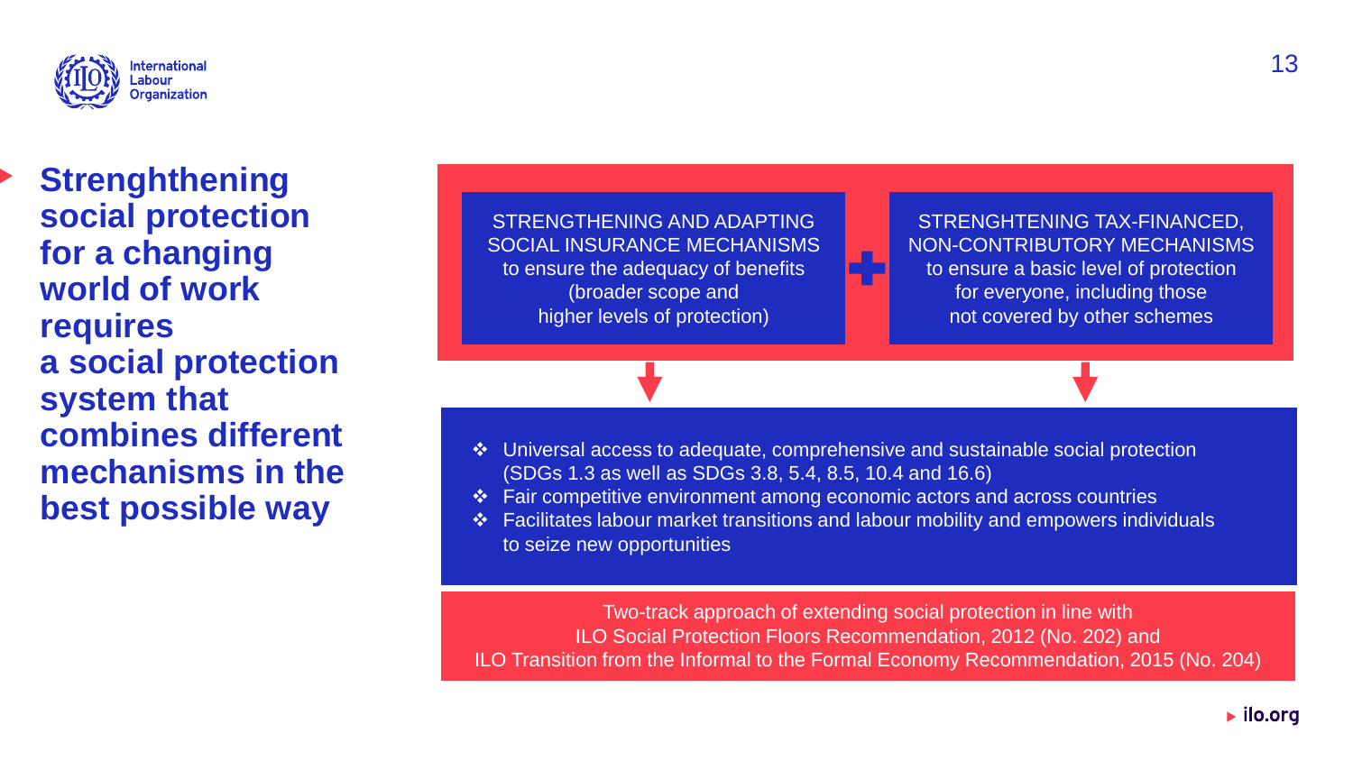# Strenghthening social protection for a changing world of work requires a social protection system that combines different mechanisms in the best possible way

**STRENGTHENING AND ADAPTING SOCIAL INSURANCE MECHANISMS**
to ensure the adequacy of benefits (broader scope and higher levels of protection)

+

**STRENGHTENING TAX-FINANCED, NON-CONTRIBUTORY MECHANISMS**
to ensure a basic level of protection for everyone, including those not covered by other schemes

- Universal access to adequate, comprehensive and sustainable social protection (SDGs 1.3 as well as SDGs 3.8, 5.4, 8.5, 10.4 and 16.6)
- Fair competitive environment among economic actors and across countries
- Facilitates labour market transitions and labour mobility and empowers individuals to seize new opportunities

Two-track approach of extending social protection in line with ILO Social Protection Floors Recommendation, 2012 (No. 202) and ILO Transition from the Informal to the Formal Economy Recommendation, 2015 (No. 204)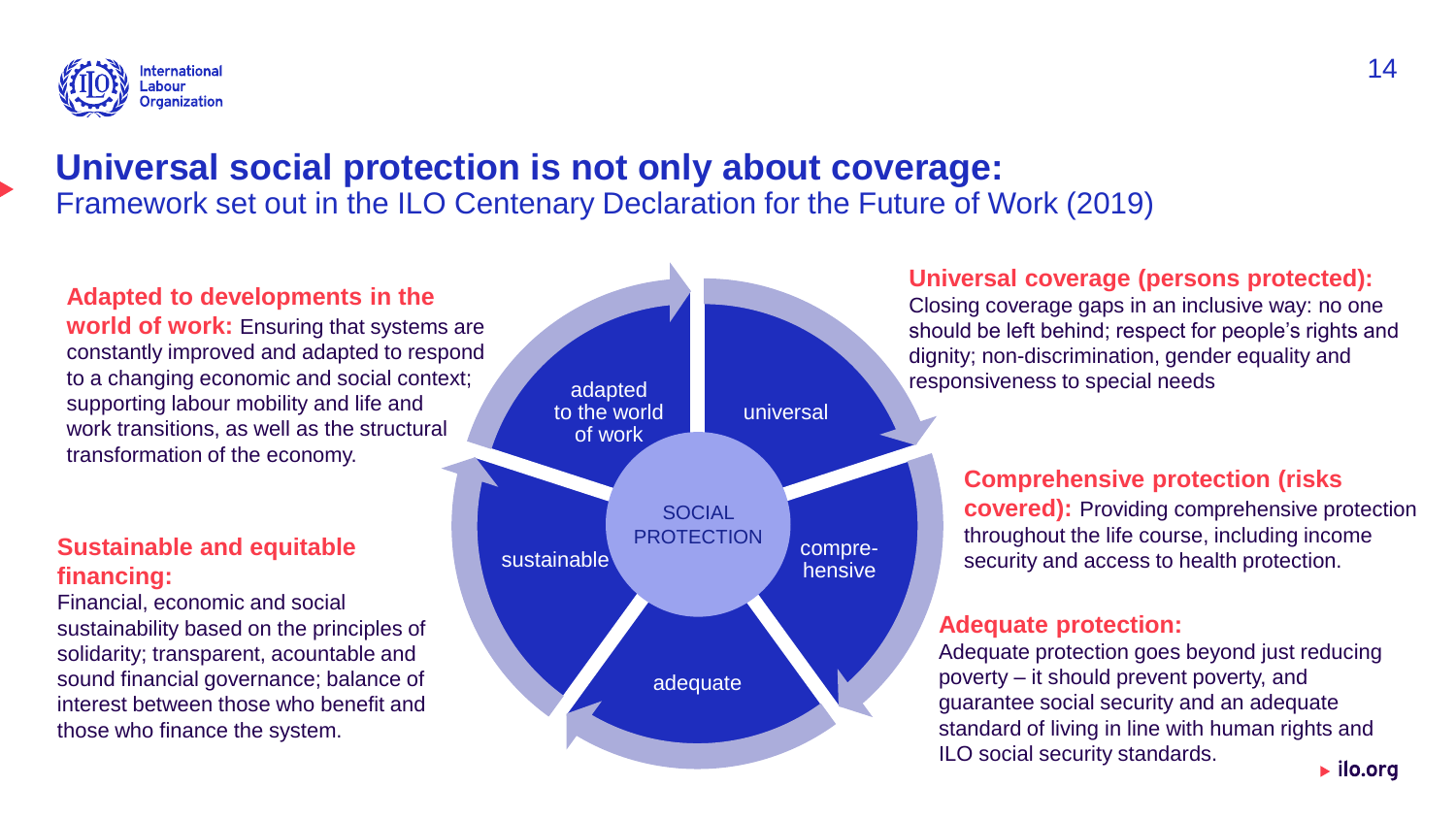# Universal social protection is not only about coverage:

Framework set out in the ILO Centenary Declaration for the Future of Work (2019)

**Adapted to developments in the world of work:** Ensuring that systems are constantly improved and adapted to respond to a changing economic and social context; supporting labour mobility and life and work transitions, as well as the structural transformation of the economy.

**Sustainable and equitable financing:**
Financial, economic and social sustainability based on the principles of solidarity; transparent, acountable and sound financial governance; balance of interest between those who benefit and those who finance the system.

SOCIAL PROTECTION

- adapted to the world of work
- universal
- compre-hensive
- adequate
- sustainable

**Universal coverage (persons protected):**
Closing coverage gaps in an inclusive way: no one should be left behind; respect for people's rights and dignity; non-discrimination, gender equality and responsiveness to special needs

**Comprehensive protection (risks covered):** Providing comprehensive protection throughout the life course, including income security and access to health protection.

**Adequate protection:**
Adequate protection goes beyond just reducing poverty – it should prevent poverty, and guarantee social security and an adequate standard of living in line with human rights and ILO social security standards.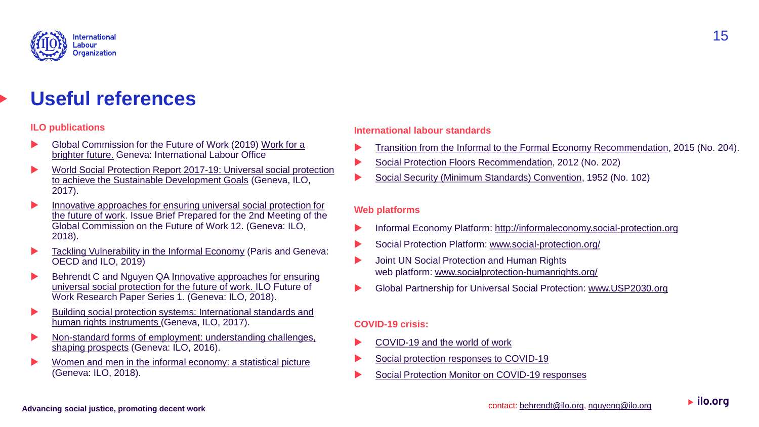# Useful references

## ILO publications

- Global Commission for the Future of Work (2019) Work for a brighter future. Geneva: International Labour Office
- World Social Protection Report 2017-19: Universal social protection to achieve the Sustainable Development Goals (Geneva, ILO, 2017).
- Innovative approaches for ensuring universal social protection for the future of work. Issue Brief Prepared for the 2nd Meeting of the Global Commission on the Future of Work 12. (Geneva: ILO, 2018).
- Tackling Vulnerability in the Informal Economy (Paris and Geneva: OECD and ILO, 2019)
- Behrendt C and Nguyen QA Innovative approaches for ensuring universal social protection for the future of work. ILO Future of Work Research Paper Series 1. (Geneva: ILO, 2018).
- Building social protection systems: International standards and human rights instruments (Geneva, ILO, 2017).
- Non-standard forms of employment: understanding challenges, shaping prospects (Geneva: ILO, 2016).
- Women and men in the informal economy: a statistical picture (Geneva: ILO, 2018).

## International labour standards

- Transition from the Informal to the Formal Economy Recommendation, 2015 (No. 204).
- Social Protection Floors Recommendation, 2012 (No. 202)
- Social Security (Minimum Standards) Convention, 1952 (No. 102)

## Web platforms

- Informal Economy Platform: http://informaleconomy.social-protection.org
- Social Protection Platform: www.social-protection.org/
- Joint UN Social Protection and Human Rights web platform: www.socialprotection-humanrights.org/
- Global Partnership for Universal Social Protection: www.USP2030.org

## COVID-19 crisis:

- COVID-19 and the world of work
- Social protection responses to COVID-19
- Social Protection Monitor on COVID-19 responses

contact: behrendt@ilo.org, nguyenq@ilo.org